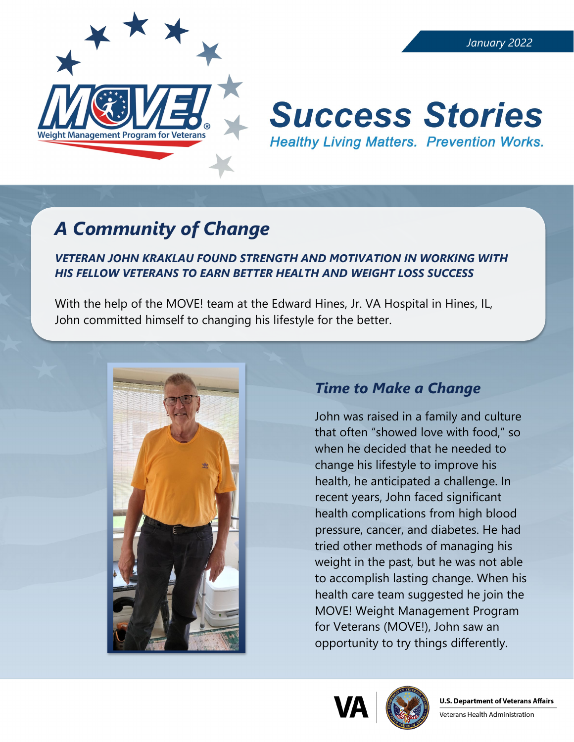January 2022

# Success Stories

*Healthy Living Matters. Prevention Works.*

## A Community of Change

***VETERAN JOHN KRAKLAU FOUND STRENGTH AND MOTIVATION IN WORKING WITH HIS FELLOW VETERANS TO EARN BETTER HEALTH AND WEIGHT LOSS SUCCESS***

With the help of the MOVE! team at the Edward Hines, Jr. VA Hospital in Hines, IL, John committed himself to changing his lifestyle for the better.

### Time to Make a Change

John was raised in a family and culture that often "showed love with food," so when he decided that he needed to change his lifestyle to improve his health, he anticipated a challenge. In recent years, John faced significant health complications from high blood pressure, cancer, and diabetes. He had tried other methods of managing his weight in the past, but he was not able to accomplish lasting change. When his health care team suggested he join the MOVE! Weight Management Program for Veterans (MOVE!), John saw an opportunity to try things differently.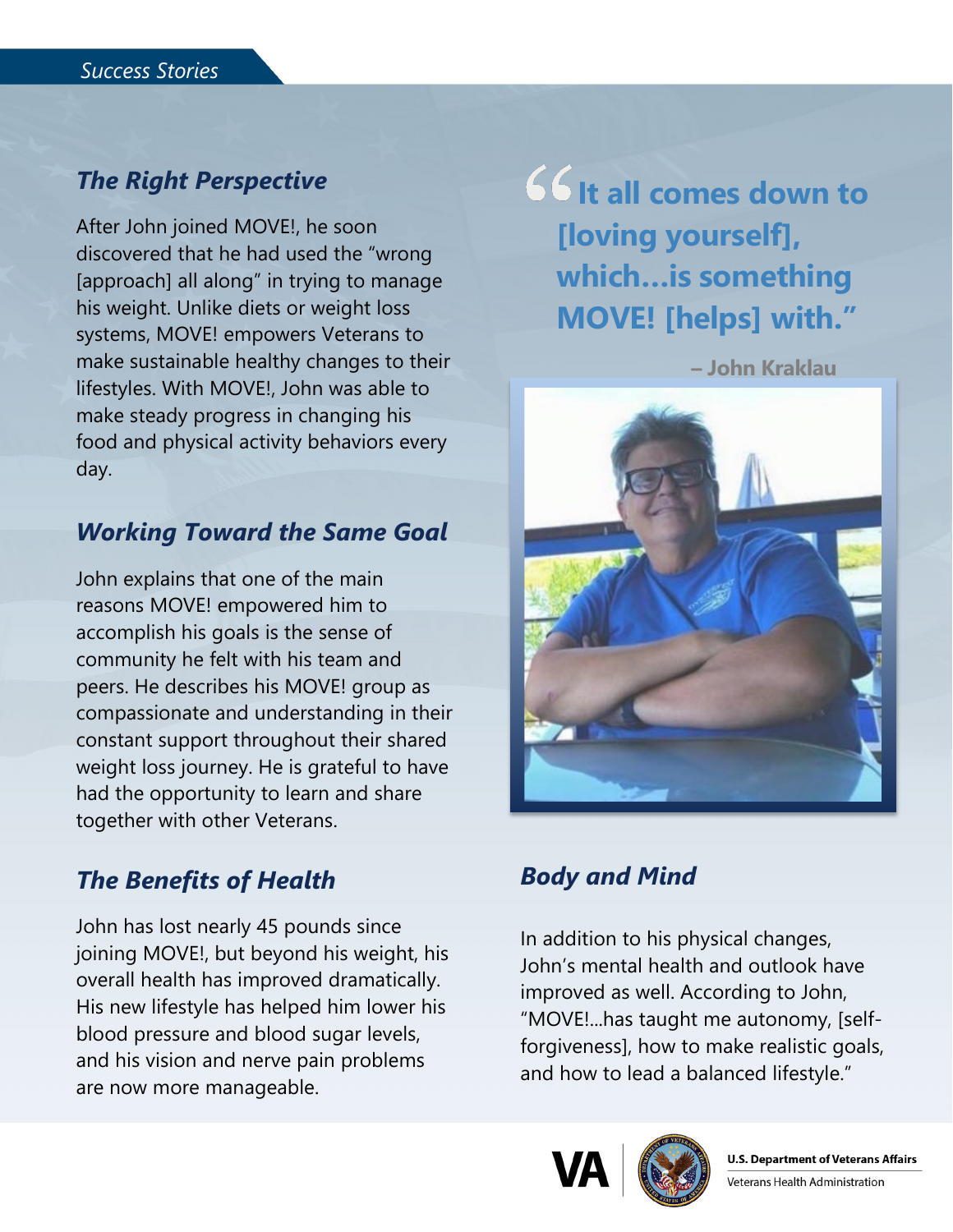Success Stories

### *The Right Perspective*

After John joined MOVE!, he soon discovered that he had used the "wrong [approach] all along" in trying to manage his weight. Unlike diets or weight loss systems, MOVE! empowers Veterans to make sustainable healthy changes to their lifestyles. With MOVE!, John was able to make steady progress in changing his food and physical activity behaviors every day.

### *Working Toward the Same Goal*

John explains that one of the main reasons MOVE! empowered him to accomplish his goals is the sense of community he felt with his team and peers. He describes his MOVE! group as compassionate and understanding in their constant support throughout their shared weight loss journey. He is grateful to have had the opportunity to learn and share together with other Veterans.

### *The Benefits of Health*

John has lost nearly 45 pounds since joining MOVE!, but beyond his weight, his overall health has improved dramatically. His new lifestyle has helped him lower his blood pressure and blood sugar levels, and his vision and nerve pain problems are now more manageable.

> **"It all comes down to [loving yourself], which…is something MOVE! [helps] with."**
>
> **– John Kraklau**

### *Body and Mind*

In addition to his physical changes, John's mental health and outlook have improved as well. According to John, "MOVE!…has taught me autonomy, [self-forgiveness], how to make realistic goals, and how to lead a balanced lifestyle."

VA | U.S. Department of Veterans Affairs | Veterans Health Administration